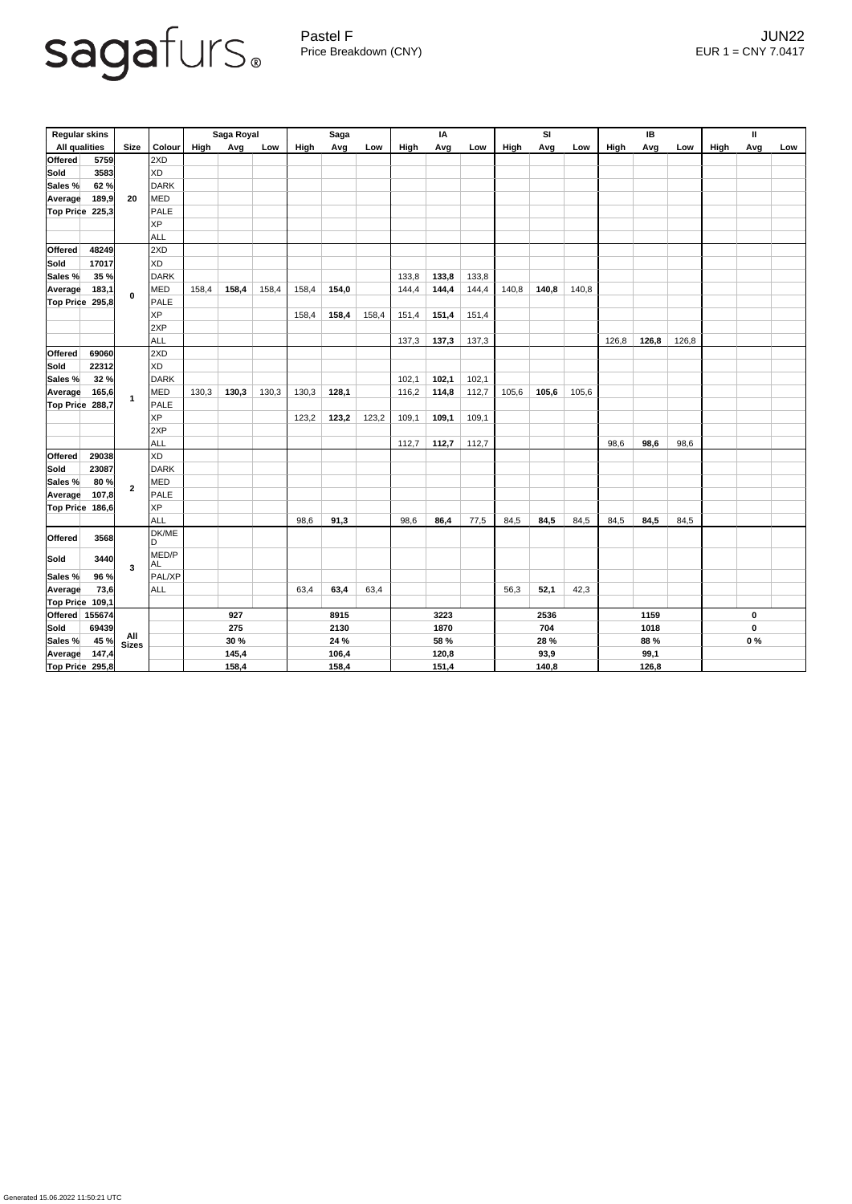sagafurs®

Pastel F
Price Breakdown (CNY)

JUN22
EUR 1 = CNY 7.0417

| Regular skins | | | | Saga Royal | | | Saga | | | IA | | | SI | | | IB | | | II | | |
|---|---|---|---|---|---|---|---|---|---|---|---|---|---|---|---|---|---|---|---|---|---|
| All qualities | | Size | Colour | High | Avg | Low | High | Avg | Low | High | Avg | Low | High | Avg | Low | High | Avg | Low | High | Avg | Low |
| Offered | 5759 | 20 | 2XD | | | | | | | | | | | | | | | | | | |
| Sold | 3583 | | XD | | | | | | | | | | | | | | | | | | |
| Sales % | 62 % | | DARK | | | | | | | | | | | | | | | | | | |
| Average | 189,9 | | MED | | | | | | | | | | | | | | | | | | |
| Top Price | 225,3 | | PALE | | | | | | | | | | | | | | | | | | |
| | | | XP | | | | | | | | | | | | | | | | | | |
| | | | ALL | | | | | | | | | | | | | | | | | | |
| Offered | 48249 | 0 | 2XD | | | | | | | | | | | | | | | | | | |
| Sold | 17017 | | XD | | | | | | | | | | | | | | | | | | |
| Sales % | 35 % | | DARK | | | | | | | 133,8 | **133,8** | 133,8 | | | | | | | | | |
| Average | 183,1 | | MED | 158,4 | **158,4** | 158,4 | 158,4 | **154,0** | | 144,4 | **144,4** | 144,4 | 140,8 | **140,8** | 140,8 | | | | | | |
| Top Price | 295,8 | | PALE | | | | | | | | | | | | | | | | | | |
| | | | XP | | | | 158,4 | **158,4** | 158,4 | 151,4 | **151,4** | 151,4 | | | | | | | | | |
| | | | 2XP | | | | | | | | | | | | | | | | | | |
| | | | ALL | | | | | | | 137,3 | **137,3** | 137,3 | | | | 126,8 | **126,8** | 126,8 | | | |
| Offered | 69060 | 1 | 2XD | | | | | | | | | | | | | | | | | | |
| Sold | 22312 | | XD | | | | | | | | | | | | | | | | | | |
| Sales % | 32 % | | DARK | | | | | | | 102,1 | **102,1** | 102,1 | | | | | | | | | |
| Average | 165,6 | | MED | 130,3 | **130,3** | 130,3 | 130,3 | **128,1** | | 116,2 | **114,8** | 112,7 | 105,6 | **105,6** | 105,6 | | | | | | |
| Top Price | 288,7 | | PALE | | | | | | | | | | | | | | | | | | |
| | | | XP | | | | 123,2 | **123,2** | 123,2 | 109,1 | **109,1** | 109,1 | | | | | | | | | |
| | | | 2XP | | | | | | | | | | | | | | | | | | |
| | | | ALL | | | | | | | 112,7 | **112,7** | 112,7 | | | | 98,6 | **98,6** | 98,6 | | | |
| Offered | 29038 | 2 | XD | | | | | | | | | | | | | | | | | | |
| Sold | 23087 | | DARK | | | | | | | | | | | | | | | | | | |
| Sales % | 80 % | | MED | | | | | | | | | | | | | | | | | | |
| Average | 107,8 | | PALE | | | | | | | | | | | | | | | | | | |
| Top Price | 186,6 | | XP | | | | | | | | | | | | | | | | | | |
| | | | ALL | | | | 98,6 | **91,3** | | 98,6 | **86,4** | 77,5 | 84,5 | **84,5** | 84,5 | 84,5 | **84,5** | 84,5 | | | |
| Offered | 3568 | 3 | DK/MED | | | | | | | | | | | | | | | | | | |
| Sold | 3440 | | MED/PAL | | | | | | | | | | | | | | | | | | |
| Sales % | 96 % | | PAL/XP | | | | | | | | | | | | | | | | | | |
| Average | 73,6 | | ALL | | | | 63,4 | **63,4** | 63,4 | | | | 56,3 | **52,1** | 42,3 | | | | | | |
| Top Price | 109,1 | | | | | | | | | | | | | | | | | | | | |
| Offered | 155674 | All Sizes | | | **927** | | | **8915** | | | **3223** | | | **2536** | | | **1159** | | | **0** | |
| Sold | 69439 | | | | **275** | | | **2130** | | | **1870** | | | **704** | | | **1018** | | | **0** | |
| Sales % | 45 % | | | | **30 %** | | | **24 %** | | | **58 %** | | | **28 %** | | | **88 %** | | | **0 %** | |
| Average | 147,4 | | | | **145,4** | | | **106,4** | | | **120,8** | | | **93,9** | | | **99,1** | | | | |
| Top Price | 295,8 | | | | **158,4** | | | **158,4** | | | **151,4** | | | **140,8** | | | **126,8** | | | | |

Generated 15.06.2022 11:50:21 UTC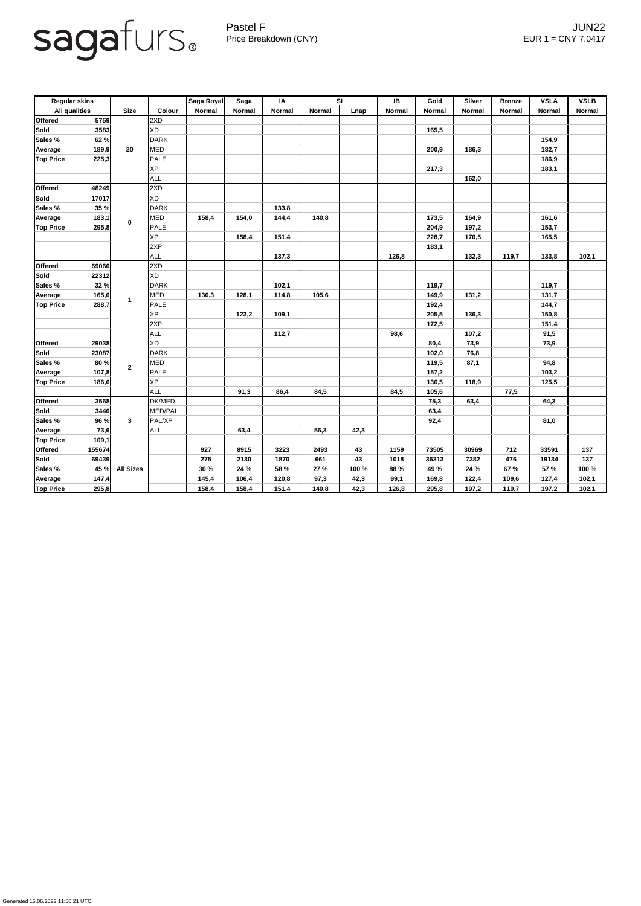sagafurs®

Pastel F
Price Breakdown (CNY)

JUN22
EUR 1 = CNY 7.0417

| Regular skins | | | | Saga Royal | Saga | IA | SI | | IB | Gold | Silver | Bronze | VSLA | VSLB |
|---|---|---|---|---|---|---|---|---|---|---|---|---|---|---|
| All qualities | | Size | Colour | Normal | Normal | Normal | Normal | Lnap | Normal | Normal | Normal | Normal | Normal | Normal |
| Offered | 5759 | 20 | 2XD | | | | | | | | | | | |
| Sold | 3583 | | XD | | | | | | | 165,5 | | | | |
| Sales % | 62 % | | DARK | | | | | | | | | | 154,9 | |
| Average | 189,9 | | MED | | | | | | | 200,9 | 186,3 | | 182,7 | |
| Top Price | 225,3 | | PALE | | | | | | | | | | 186,9 | |
| | | | XP | | | | | | | 217,3 | | | 183,1 | |
| | | | ALL | | | | | | | | 162,0 | | | |
| Offered | 48249 | 0 | 2XD | | | | | | | | | | | |
| Sold | 17017 | | XD | | | | | | | | | | | |
| Sales % | 35 % | | DARK | | | 133,8 | | | | | | | | |
| Average | 183,1 | | MED | 158,4 | 154,0 | 144,4 | 140,8 | | | 173,5 | 164,9 | | 161,6 | |
| Top Price | 295,8 | | PALE | | | | | | | 204,9 | 197,2 | | 153,7 | |
| | | | XP | | 158,4 | 151,4 | | | | 228,7 | 170,5 | | 165,5 | |
| | | | 2XP | | | | | | | 183,1 | | | | |
| | | | ALL | | | 137,3 | | | 126,8 | | 132,3 | 119,7 | 133,8 | 102,1 |
| Offered | 69060 | 1 | 2XD | | | | | | | | | | | |
| Sold | 22312 | | XD | | | | | | | | | | | |
| Sales % | 32 % | | DARK | | | 102,1 | | | | 119,7 | | | 119,7 | |
| Average | 165,6 | | MED | 130,3 | 128,1 | 114,8 | 105,6 | | | 149,9 | 131,2 | | 131,7 | |
| Top Price | 288,7 | | PALE | | | | | | | 192,4 | | | 144,7 | |
| | | | XP | | 123,2 | 109,1 | | | | 205,5 | 136,3 | | 150,8 | |
| | | | 2XP | | | | | | | 172,5 | | | 151,4 | |
| | | | ALL | | | 112,7 | | | 98,6 | | 107,2 | | 91,5 | |
| Offered | 29038 | 2 | XD | | | | | | | 80,4 | 73,9 | | 73,9 | |
| Sold | 23087 | | DARK | | | | | | | 102,0 | 76,8 | | | |
| Sales % | 80 % | | MED | | | | | | | 119,5 | 87,1 | | 94,8 | |
| Average | 107,8 | | PALE | | | | | | | 157,2 | | | 103,2 | |
| Top Price | 186,6 | | XP | | | | | | | 136,5 | 118,9 | | 125,5 | |
| | | | ALL | | 91,3 | 86,4 | 84,5 | | 84,5 | 105,6 | | 77,5 | | |
| Offered | 3568 | 3 | DK/MED | | | | | | | 75,3 | 63,4 | | 64,3 | |
| Sold | 3440 | | MED/PAL | | | | | | | 63,4 | | | | |
| Sales % | 96 % | | PAL/XP | | | | | | | 92,4 | | | 81,0 | |
| Average | 73,6 | | ALL | | 63,4 | | 56,3 | 42,3 | | | | | | |
| Top Price | 109,1 | | | | | | | | | | | | | |
| Offered | 155674 | All Sizes | | 927 | 8915 | 3223 | 2493 | 43 | 1159 | 73505 | 30969 | 712 | 33591 | 137 |
| Sold | 69439 | | | 275 | 2130 | 1870 | 661 | 43 | 1018 | 36313 | 7382 | 476 | 19134 | 137 |
| Sales % | 45 % | | | 30 % | 24 % | 58 % | 27 % | 100 % | 88 % | 49 % | 24 % | 67 % | 57 % | 100 % |
| Average | 147,4 | | | 145,4 | 106,4 | 120,8 | 97,3 | 42,3 | 99,1 | 169,8 | 122,4 | 109,6 | 127,4 | 102,1 |
| Top Price | 295,8 | | | 158,4 | 158,4 | 151,4 | 140,8 | 42,3 | 126,8 | 295,8 | 197,2 | 119,7 | 197,2 | 102,1 |

Generated 15.06.2022 11:50:21 UTC